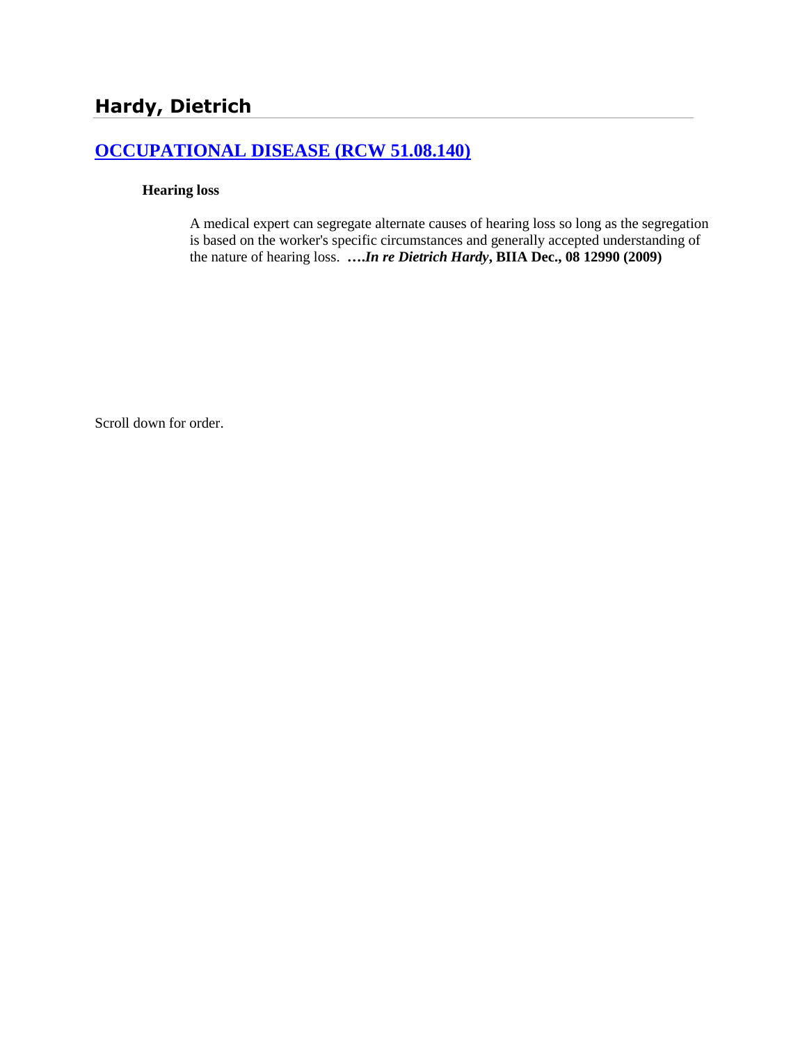## Hardy, Dietrich

## [OCCUPATIONAL DISEASE (RCW 51.08.140)]

**Hearing loss**

A medical expert can segregate alternate causes of hearing loss so long as the segregation is based on the worker's specific circumstances and generally accepted understanding of the nature of hearing loss. **….*In re Dietrich Hardy*, BIIA Dec., 08 12990 (2009)**

Scroll down for order.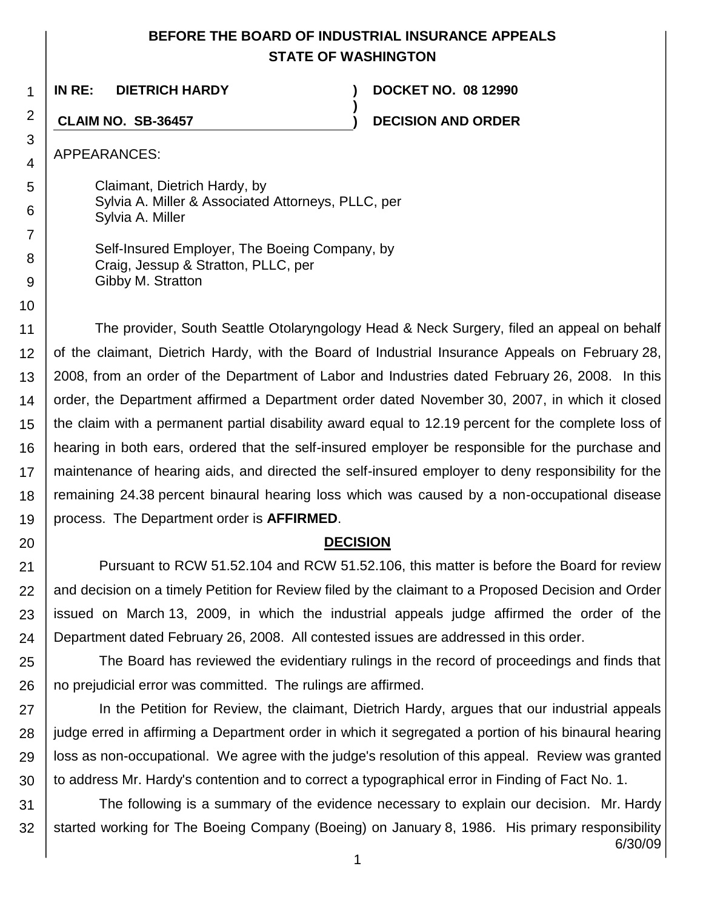# BEFORE THE BOARD OF INDUSTRIAL INSURANCE APPEALS
# STATE OF WASHINGTON

**IN RE: DIETRICH HARDY** ) **DOCKET NO. 08 12990**
)
**CLAIM NO. SB-36457** ) **DECISION AND ORDER**

APPEARANCES:

Claimant, Dietrich Hardy, by
Sylvia A. Miller & Associated Attorneys, PLLC, per
Sylvia A. Miller

Self-Insured Employer, The Boeing Company, by
Craig, Jessup & Stratton, PLLC, per
Gibby M. Stratton

The provider, South Seattle Otolaryngology Head & Neck Surgery, filed an appeal on behalf of the claimant, Dietrich Hardy, with the Board of Industrial Insurance Appeals on February 28, 2008, from an order of the Department of Labor and Industries dated February 26, 2008. In this order, the Department affirmed a Department order dated November 30, 2007, in which it closed the claim with a permanent partial disability award equal to 12.19 percent for the complete loss of hearing in both ears, ordered that the self-insured employer be responsible for the purchase and maintenance of hearing aids, and directed the self-insured employer to deny responsibility for the remaining 24.38 percent binaural hearing loss which was caused by a non-occupational disease process. The Department order is **AFFIRMED**.

## DECISION

Pursuant to RCW 51.52.104 and RCW 51.52.106, this matter is before the Board for review and decision on a timely Petition for Review filed by the claimant to a Proposed Decision and Order issued on March 13, 2009, in which the industrial appeals judge affirmed the order of the Department dated February 26, 2008. All contested issues are addressed in this order.

The Board has reviewed the evidentiary rulings in the record of proceedings and finds that no prejudicial error was committed. The rulings are affirmed.

In the Petition for Review, the claimant, Dietrich Hardy, argues that our industrial appeals judge erred in affirming a Department order in which it segregated a portion of his binaural hearing loss as non-occupational. We agree with the judge's resolution of this appeal. Review was granted to address Mr. Hardy's contention and to correct a typographical error in Finding of Fact No. 1.

The following is a summary of the evidence necessary to explain our decision. Mr. Hardy started working for The Boeing Company (Boeing) on January 8, 1986. His primary responsibility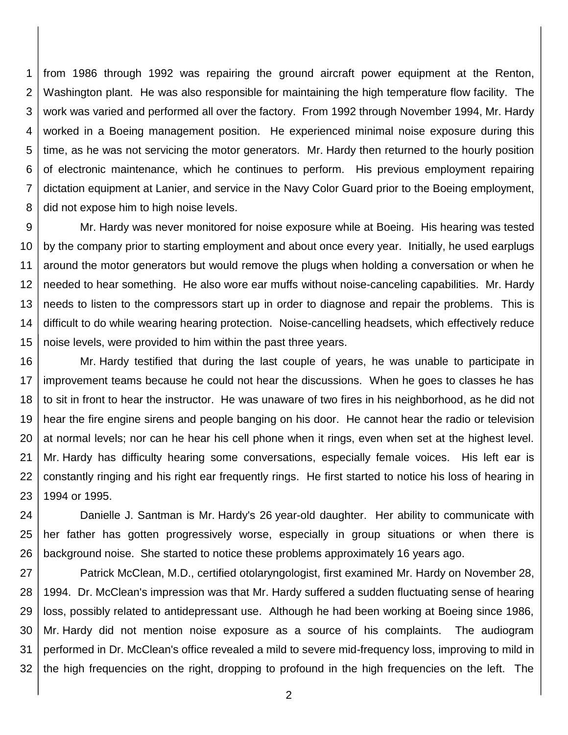from 1986 through 1992 was repairing the ground aircraft power equipment at the Renton, Washington plant. He was also responsible for maintaining the high temperature flow facility. The work was varied and performed all over the factory. From 1992 through November 1994, Mr. Hardy worked in a Boeing management position. He experienced minimal noise exposure during this time, as he was not servicing the motor generators. Mr. Hardy then returned to the hourly position of electronic maintenance, which he continues to perform. His previous employment repairing dictation equipment at Lanier, and service in the Navy Color Guard prior to the Boeing employment, did not expose him to high noise levels.

Mr. Hardy was never monitored for noise exposure while at Boeing. His hearing was tested by the company prior to starting employment and about once every year. Initially, he used earplugs around the motor generators but would remove the plugs when holding a conversation or when he needed to hear something. He also wore ear muffs without noise-canceling capabilities. Mr. Hardy needs to listen to the compressors start up in order to diagnose and repair the problems. This is difficult to do while wearing hearing protection. Noise-cancelling headsets, which effectively reduce noise levels, were provided to him within the past three years.

Mr. Hardy testified that during the last couple of years, he was unable to participate in improvement teams because he could not hear the discussions. When he goes to classes he has to sit in front to hear the instructor. He was unaware of two fires in his neighborhood, as he did not hear the fire engine sirens and people banging on his door. He cannot hear the radio or television at normal levels; nor can he hear his cell phone when it rings, even when set at the highest level. Mr. Hardy has difficulty hearing some conversations, especially female voices. His left ear is constantly ringing and his right ear frequently rings. He first started to notice his loss of hearing in 1994 or 1995.

Danielle J. Santman is Mr. Hardy's 26 year-old daughter. Her ability to communicate with her father has gotten progressively worse, especially in group situations or when there is background noise. She started to notice these problems approximately 16 years ago.

Patrick McClean, M.D., certified otolaryngologist, first examined Mr. Hardy on November 28, 1994. Dr. McClean's impression was that Mr. Hardy suffered a sudden fluctuating sense of hearing loss, possibly related to antidepressant use. Although he had been working at Boeing since 1986, Mr. Hardy did not mention noise exposure as a source of his complaints. The audiogram performed in Dr. McClean's office revealed a mild to severe mid-frequency loss, improving to mild in the high frequencies on the right, dropping to profound in the high frequencies on the left. The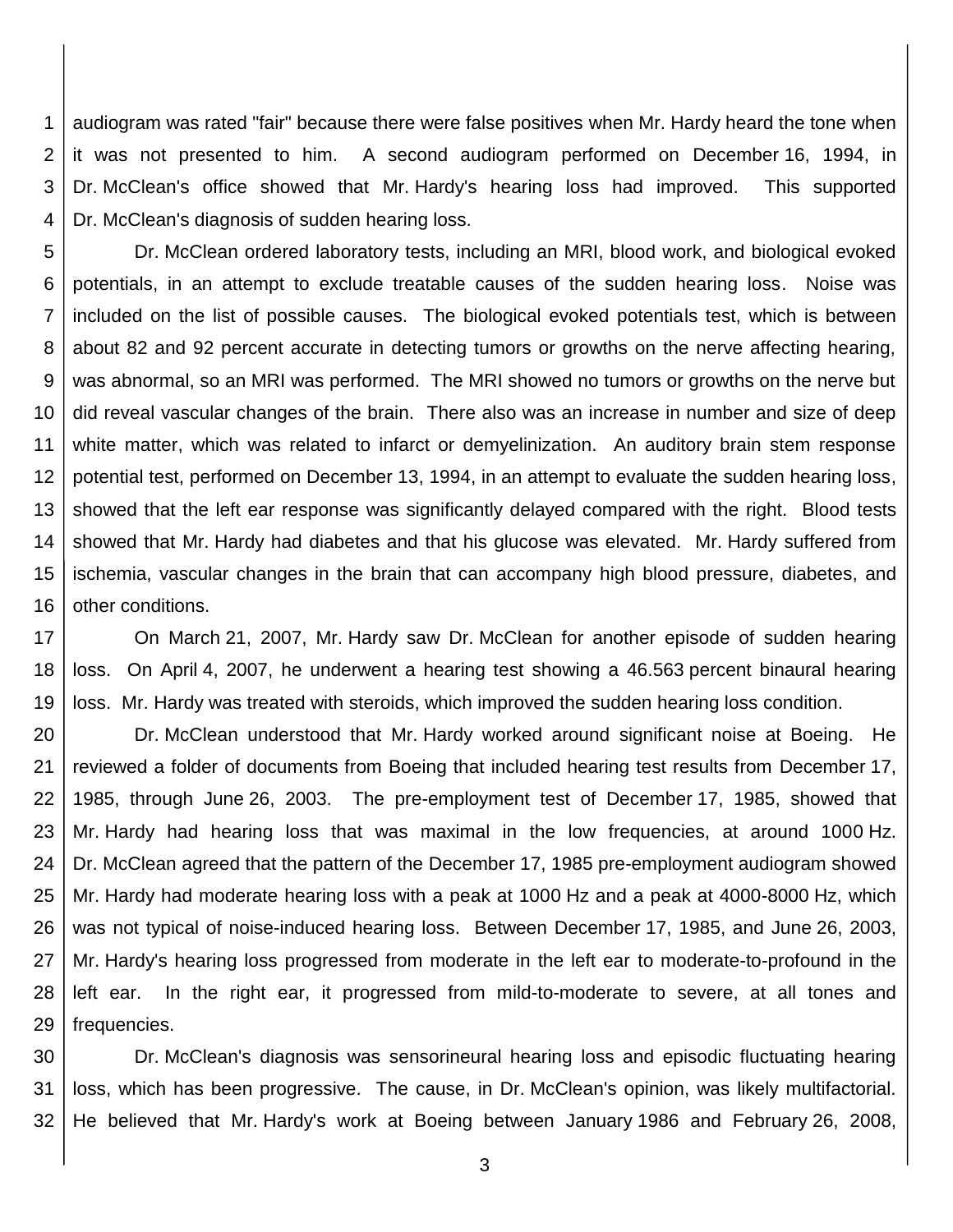audiogram was rated "fair" because there were false positives when Mr. Hardy heard the tone when it was not presented to him. A second audiogram performed on December 16, 1994, in Dr. McClean's office showed that Mr. Hardy's hearing loss had improved. This supported Dr. McClean's diagnosis of sudden hearing loss.

Dr. McClean ordered laboratory tests, including an MRI, blood work, and biological evoked potentials, in an attempt to exclude treatable causes of the sudden hearing loss. Noise was included on the list of possible causes. The biological evoked potentials test, which is between about 82 and 92 percent accurate in detecting tumors or growths on the nerve affecting hearing, was abnormal, so an MRI was performed. The MRI showed no tumors or growths on the nerve but did reveal vascular changes of the brain. There also was an increase in number and size of deep white matter, which was related to infarct or demyelinization. An auditory brain stem response potential test, performed on December 13, 1994, in an attempt to evaluate the sudden hearing loss, showed that the left ear response was significantly delayed compared with the right. Blood tests showed that Mr. Hardy had diabetes and that his glucose was elevated. Mr. Hardy suffered from ischemia, vascular changes in the brain that can accompany high blood pressure, diabetes, and other conditions.

On March 21, 2007, Mr. Hardy saw Dr. McClean for another episode of sudden hearing loss. On April 4, 2007, he underwent a hearing test showing a 46.563 percent binaural hearing loss. Mr. Hardy was treated with steroids, which improved the sudden hearing loss condition.

Dr. McClean understood that Mr. Hardy worked around significant noise at Boeing. He reviewed a folder of documents from Boeing that included hearing test results from December 17, 1985, through June 26, 2003. The pre-employment test of December 17, 1985, showed that Mr. Hardy had hearing loss that was maximal in the low frequencies, at around 1000 Hz. Dr. McClean agreed that the pattern of the December 17, 1985 pre-employment audiogram showed Mr. Hardy had moderate hearing loss with a peak at 1000 Hz and a peak at 4000-8000 Hz, which was not typical of noise-induced hearing loss. Between December 17, 1985, and June 26, 2003, Mr. Hardy's hearing loss progressed from moderate in the left ear to moderate-to-profound in the left ear. In the right ear, it progressed from mild-to-moderate to severe, at all tones and frequencies.

Dr. McClean's diagnosis was sensorineural hearing loss and episodic fluctuating hearing loss, which has been progressive. The cause, in Dr. McClean's opinion, was likely multifactorial. He believed that Mr. Hardy's work at Boeing between January 1986 and February 26, 2008,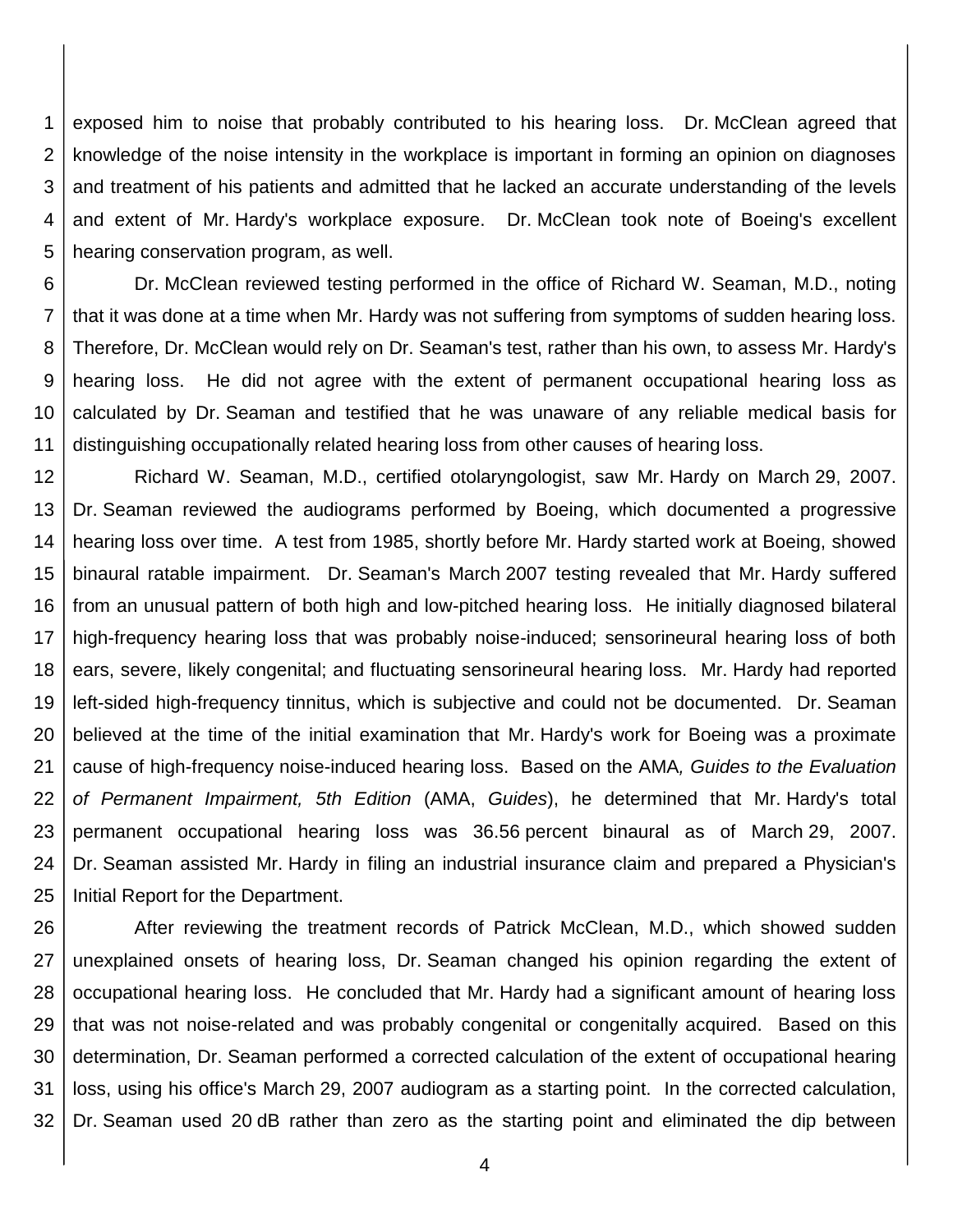exposed him to noise that probably contributed to his hearing loss. Dr. McClean agreed that knowledge of the noise intensity in the workplace is important in forming an opinion on diagnoses and treatment of his patients and admitted that he lacked an accurate understanding of the levels and extent of Mr. Hardy's workplace exposure. Dr. McClean took note of Boeing's excellent hearing conservation program, as well.

Dr. McClean reviewed testing performed in the office of Richard W. Seaman, M.D., noting that it was done at a time when Mr. Hardy was not suffering from symptoms of sudden hearing loss. Therefore, Dr. McClean would rely on Dr. Seaman's test, rather than his own, to assess Mr. Hardy's hearing loss. He did not agree with the extent of permanent occupational hearing loss as calculated by Dr. Seaman and testified that he was unaware of any reliable medical basis for distinguishing occupationally related hearing loss from other causes of hearing loss.

Richard W. Seaman, M.D., certified otolaryngologist, saw Mr. Hardy on March 29, 2007. Dr. Seaman reviewed the audiograms performed by Boeing, which documented a progressive hearing loss over time. A test from 1985, shortly before Mr. Hardy started work at Boeing, showed binaural ratable impairment. Dr. Seaman's March 2007 testing revealed that Mr. Hardy suffered from an unusual pattern of both high and low-pitched hearing loss. He initially diagnosed bilateral high-frequency hearing loss that was probably noise-induced; sensorineural hearing loss of both ears, severe, likely congenital; and fluctuating sensorineural hearing loss. Mr. Hardy had reported left-sided high-frequency tinnitus, which is subjective and could not be documented. Dr. Seaman believed at the time of the initial examination that Mr. Hardy's work for Boeing was a proximate cause of high-frequency noise-induced hearing loss. Based on the AMA*, Guides to the Evaluation of Permanent Impairment, 5th Edition* (AMA, *Guides*), he determined that Mr. Hardy's total permanent occupational hearing loss was 36.56 percent binaural as of March 29, 2007. Dr. Seaman assisted Mr. Hardy in filing an industrial insurance claim and prepared a Physician's Initial Report for the Department.

After reviewing the treatment records of Patrick McClean, M.D., which showed sudden unexplained onsets of hearing loss, Dr. Seaman changed his opinion regarding the extent of occupational hearing loss. He concluded that Mr. Hardy had a significant amount of hearing loss that was not noise-related and was probably congenital or congenitally acquired. Based on this determination, Dr. Seaman performed a corrected calculation of the extent of occupational hearing loss, using his office's March 29, 2007 audiogram as a starting point. In the corrected calculation, Dr. Seaman used 20 dB rather than zero as the starting point and eliminated the dip between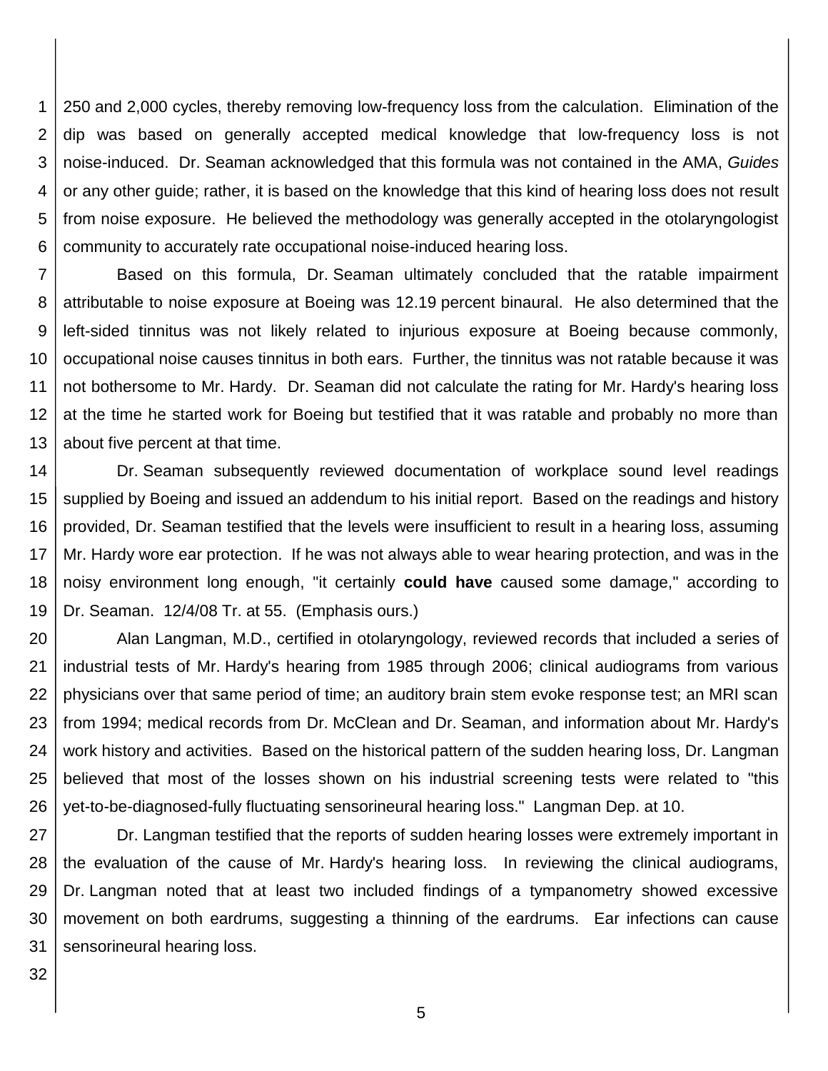250 and 2,000 cycles, thereby removing low-frequency loss from the calculation. Elimination of the dip was based on generally accepted medical knowledge that low-frequency loss is not noise-induced. Dr. Seaman acknowledged that this formula was not contained in the AMA, *Guides* or any other guide; rather, it is based on the knowledge that this kind of hearing loss does not result from noise exposure. He believed the methodology was generally accepted in the otolaryngologist community to accurately rate occupational noise-induced hearing loss.

Based on this formula, Dr. Seaman ultimately concluded that the ratable impairment attributable to noise exposure at Boeing was 12.19 percent binaural. He also determined that the left-sided tinnitus was not likely related to injurious exposure at Boeing because commonly, occupational noise causes tinnitus in both ears. Further, the tinnitus was not ratable because it was not bothersome to Mr. Hardy. Dr. Seaman did not calculate the rating for Mr. Hardy's hearing loss at the time he started work for Boeing but testified that it was ratable and probably no more than about five percent at that time.

Dr. Seaman subsequently reviewed documentation of workplace sound level readings supplied by Boeing and issued an addendum to his initial report. Based on the readings and history provided, Dr. Seaman testified that the levels were insufficient to result in a hearing loss, assuming Mr. Hardy wore ear protection. If he was not always able to wear hearing protection, and was in the noisy environment long enough, "it certainly **could have** caused some damage," according to Dr. Seaman. 12/4/08 Tr. at 55. (Emphasis ours.)

Alan Langman, M.D., certified in otolaryngology, reviewed records that included a series of industrial tests of Mr. Hardy's hearing from 1985 through 2006; clinical audiograms from various physicians over that same period of time; an auditory brain stem evoke response test; an MRI scan from 1994; medical records from Dr. McClean and Dr. Seaman, and information about Mr. Hardy's work history and activities. Based on the historical pattern of the sudden hearing loss, Dr. Langman believed that most of the losses shown on his industrial screening tests were related to "this yet-to-be-diagnosed-fully fluctuating sensorineural hearing loss." Langman Dep. at 10.

Dr. Langman testified that the reports of sudden hearing losses were extremely important in the evaluation of the cause of Mr. Hardy's hearing loss. In reviewing the clinical audiograms, Dr. Langman noted that at least two included findings of a tympanometry showed excessive movement on both eardrums, suggesting a thinning of the eardrums. Ear infections can cause sensorineural hearing loss.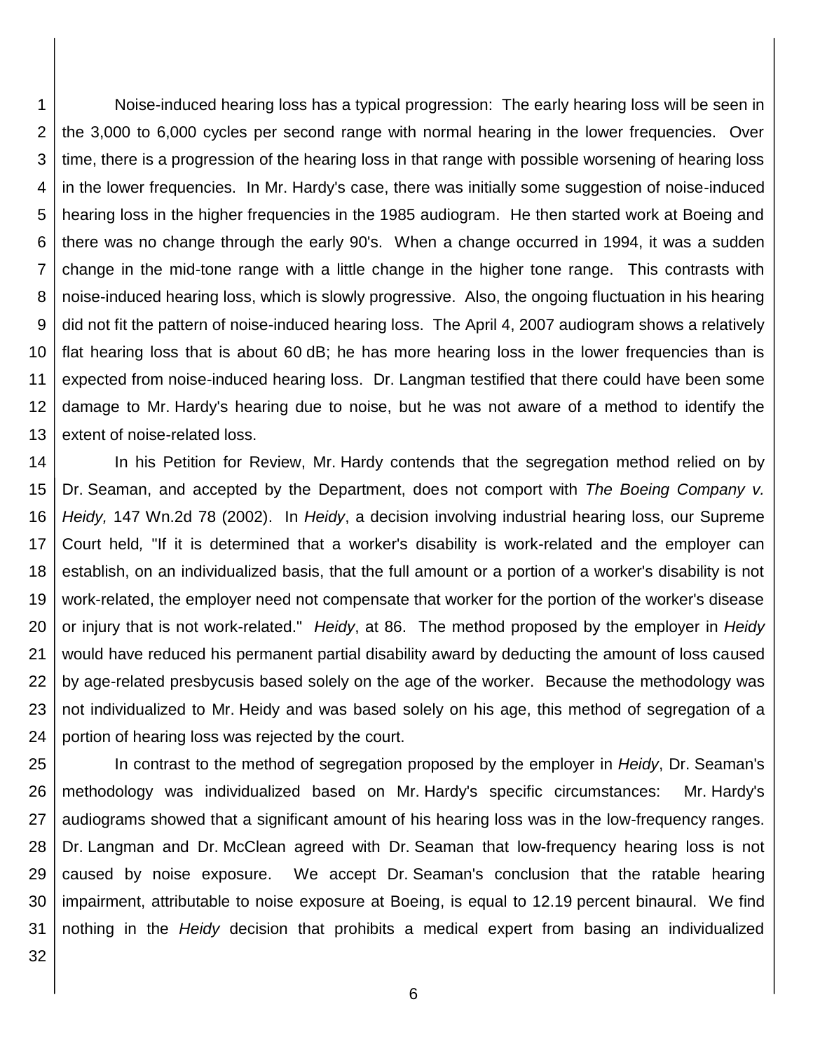Noise-induced hearing loss has a typical progression: The early hearing loss will be seen in the 3,000 to 6,000 cycles per second range with normal hearing in the lower frequencies. Over time, there is a progression of the hearing loss in that range with possible worsening of hearing loss in the lower frequencies. In Mr. Hardy's case, there was initially some suggestion of noise-induced hearing loss in the higher frequencies in the 1985 audiogram. He then started work at Boeing and there was no change through the early 90's. When a change occurred in 1994, it was a sudden change in the mid-tone range with a little change in the higher tone range. This contrasts with noise-induced hearing loss, which is slowly progressive. Also, the ongoing fluctuation in his hearing did not fit the pattern of noise-induced hearing loss. The April 4, 2007 audiogram shows a relatively flat hearing loss that is about 60 dB; he has more hearing loss in the lower frequencies than is expected from noise-induced hearing loss. Dr. Langman testified that there could have been some damage to Mr. Hardy's hearing due to noise, but he was not aware of a method to identify the extent of noise-related loss.

In his Petition for Review, Mr. Hardy contends that the segregation method relied on by Dr. Seaman, and accepted by the Department, does not comport with *The Boeing Company v. Heidy,* 147 Wn.2d 78 (2002). In *Heidy*, a decision involving industrial hearing loss, our Supreme Court held, "If it is determined that a worker's disability is work-related and the employer can establish, on an individualized basis, that the full amount or a portion of a worker's disability is not work-related, the employer need not compensate that worker for the portion of the worker's disease or injury that is not work-related." *Heidy*, at 86. The method proposed by the employer in *Heidy* would have reduced his permanent partial disability award by deducting the amount of loss caused by age-related presbycusis based solely on the age of the worker. Because the methodology was not individualized to Mr. Heidy and was based solely on his age, this method of segregation of a portion of hearing loss was rejected by the court.

In contrast to the method of segregation proposed by the employer in *Heidy*, Dr. Seaman's methodology was individualized based on Mr. Hardy's specific circumstances: Mr. Hardy's audiograms showed that a significant amount of his hearing loss was in the low-frequency ranges. Dr. Langman and Dr. McClean agreed with Dr. Seaman that low-frequency hearing loss is not caused by noise exposure. We accept Dr. Seaman's conclusion that the ratable hearing impairment, attributable to noise exposure at Boeing, is equal to 12.19 percent binaural. We find nothing in the *Heidy* decision that prohibits a medical expert from basing an individualized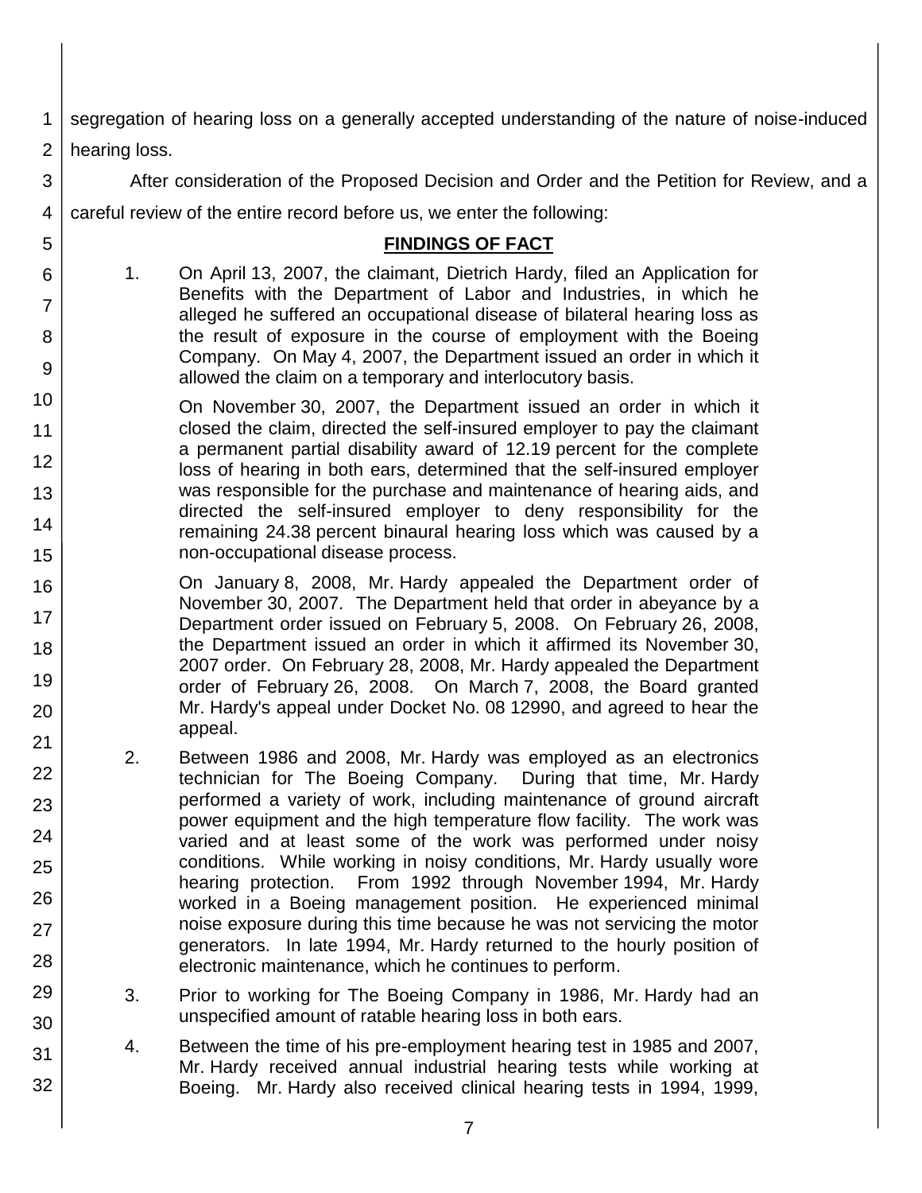segregation of hearing loss on a generally accepted understanding of the nature of noise-induced hearing loss.

After consideration of the Proposed Decision and Order and the Petition for Review, and a careful review of the entire record before us, we enter the following:

## FINDINGS OF FACT

1. On April 13, 2007, the claimant, Dietrich Hardy, filed an Application for Benefits with the Department of Labor and Industries, in which he alleged he suffered an occupational disease of bilateral hearing loss as the result of exposure in the course of employment with the Boeing Company. On May 4, 2007, the Department issued an order in which it allowed the claim on a temporary and interlocutory basis.

   On November 30, 2007, the Department issued an order in which it closed the claim, directed the self-insured employer to pay the claimant a permanent partial disability award of 12.19 percent for the complete loss of hearing in both ears, determined that the self-insured employer was responsible for the purchase and maintenance of hearing aids, and directed the self-insured employer to deny responsibility for the remaining 24.38 percent binaural hearing loss which was caused by a non-occupational disease process.

   On January 8, 2008, Mr. Hardy appealed the Department order of November 30, 2007. The Department held that order in abeyance by a Department order issued on February 5, 2008. On February 26, 2008, the Department issued an order in which it affirmed its November 30, 2007 order. On February 28, 2008, Mr. Hardy appealed the Department order of February 26, 2008. On March 7, 2008, the Board granted Mr. Hardy's appeal under Docket No. 08 12990, and agreed to hear the appeal.

2. Between 1986 and 2008, Mr. Hardy was employed as an electronics technician for The Boeing Company. During that time, Mr. Hardy performed a variety of work, including maintenance of ground aircraft power equipment and the high temperature flow facility. The work was varied and at least some of the work was performed under noisy conditions. While working in noisy conditions, Mr. Hardy usually wore hearing protection. From 1992 through November 1994, Mr. Hardy worked in a Boeing management position. He experienced minimal noise exposure during this time because he was not servicing the motor generators. In late 1994, Mr. Hardy returned to the hourly position of electronic maintenance, which he continues to perform.

3. Prior to working for The Boeing Company in 1986, Mr. Hardy had an unspecified amount of ratable hearing loss in both ears.

4. Between the time of his pre-employment hearing test in 1985 and 2007, Mr. Hardy received annual industrial hearing tests while working at Boeing. Mr. Hardy also received clinical hearing tests in 1994, 1999,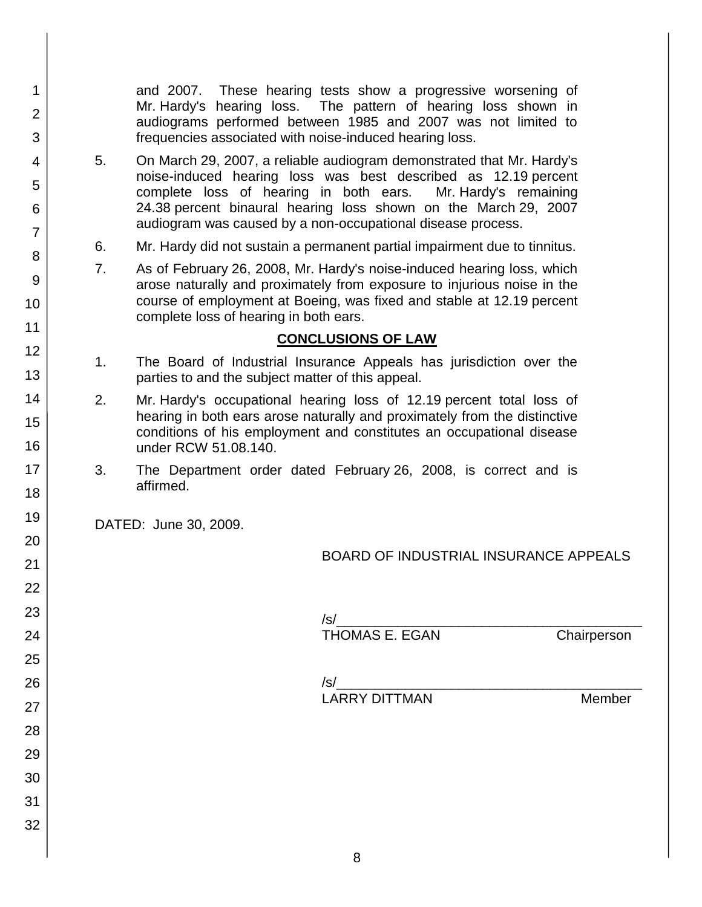and 2007. These hearing tests show a progressive worsening of Mr. Hardy's hearing loss. The pattern of hearing loss shown in audiograms performed between 1985 and 2007 was not limited to frequencies associated with noise-induced hearing loss.

5. On March 29, 2007, a reliable audiogram demonstrated that Mr. Hardy's noise-induced hearing loss was best described as 12.19 percent complete loss of hearing in both ears. Mr. Hardy's remaining 24.38 percent binaural hearing loss shown on the March 29, 2007 audiogram was caused by a non-occupational disease process.

6. Mr. Hardy did not sustain a permanent partial impairment due to tinnitus.

7. As of February 26, 2008, Mr. Hardy's noise-induced hearing loss, which arose naturally and proximately from exposure to injurious noise in the course of employment at Boeing, was fixed and stable at 12.19 percent complete loss of hearing in both ears.

## CONCLUSIONS OF LAW

1. The Board of Industrial Insurance Appeals has jurisdiction over the parties to and the subject matter of this appeal.

2. Mr. Hardy's occupational hearing loss of 12.19 percent total loss of hearing in both ears arose naturally and proximately from the distinctive conditions of his employment and constitutes an occupational disease under RCW 51.08.140.

3. The Department order dated February 26, 2008, is correct and is affirmed.

DATED: June 30, 2009.

BOARD OF INDUSTRIAL INSURANCE APPEALS

/s/________________________________________
THOMAS E. EGAN Chairperson

/s/________________________________________
LARRY DITTMAN Member